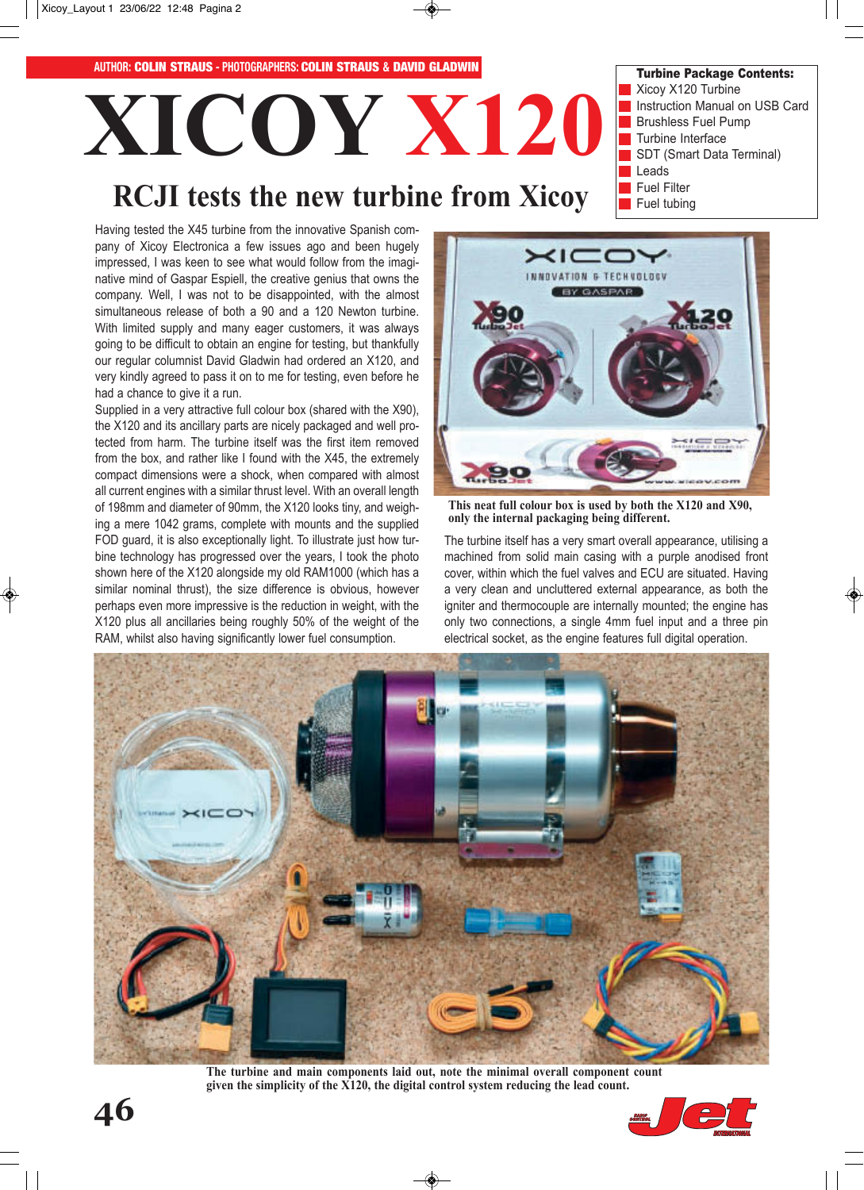AUTHOR: **COLIN STRAUS** - PHOTOGRAPHERS: **COLIN STRAUS & DAVID GLADWIN**

# XICOY X120

## RCJI tests the new turbine from Xicoy

**Turbine Package Contents:**

- Xicoy X120 Turbine
- Instruction Manual on USB Card
- Brushless Fuel Pump
- Turbine Interface
- SDT (Smart Data Terminal)
- Leads
- Fuel Filter
- Fuel tubing

Having tested the X45 turbine from the innovative Spanish company of Xicoy Electronica a few issues ago and been hugely impressed, I was keen to see what would follow from the imaginative mind of Gaspar Espiell, the creative genius that owns the company. Well, I was not to be disappointed, with the almost simultaneous release of both a 90 and a 120 Newton turbine. With limited supply and many eager customers, it was always going to be difficult to obtain an engine for testing, but thankfully our regular columnist David Gladwin had ordered an X120, and very kindly agreed to pass it on to me for testing, even before he had a chance to give it a run.

Supplied in a very attractive full colour box (shared with the X90), the X120 and its ancillary parts are nicely packaged and well protected from harm. The turbine itself was the first item removed from the box, and rather like I found with the X45, the extremely compact dimensions were a shock, when compared with almost all current engines with a similar thrust level. With an overall length of 198mm and diameter of 90mm, the X120 looks tiny, and weighing a mere 1042 grams, complete with mounts and the supplied FOD guard, it is also exceptionally light. To illustrate just how turbine technology has progressed over the years, I took the photo shown here of the X120 alongside my old RAM1000 (which has a similar nominal thrust), the size difference is obvious, however perhaps even more impressive is the reduction in weight, with the X120 plus all ancillaries being roughly 50% of the weight of the RAM, whilst also having significantly lower fuel consumption.

This neat full colour box is used by both the X120 and X90, only the internal packaging being different.

The turbine itself has a very smart overall appearance, utilising a machined from solid main casing with a purple anodised front cover, within which the fuel valves and ECU are situated. Having a very clean and uncluttered external appearance, as both the igniter and thermocouple are internally mounted; the engine has only two connections, a single 4mm fuel input and a three pin electrical socket, as the engine features full digital operation.

The turbine and main components laid out, note the minimal overall component count given the simplicity of the X120, the digital control system reducing the lead count.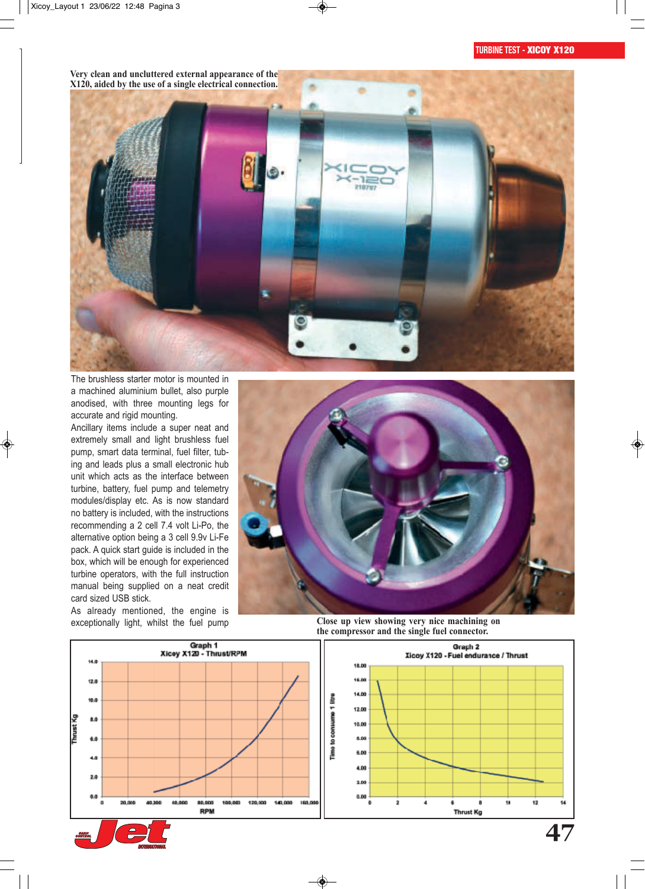Very clean and uncluttered external appearance of the X120, aided by the use of a single electrical connection.

The brushless starter motor is mounted in a machined aluminium bullet, also purple anodised, with three mounting legs for accurate and rigid mounting.

Ancillary items include a super neat and extremely small and light brushless fuel pump, smart data terminal, fuel filter, tubing and leads plus a small electronic hub unit which acts as the interface between turbine, battery, fuel pump and telemetry modules/display etc. As is now standard no battery is included, with the instructions recommending a 2 cell 7.4 volt Li-Po, the alternative option being a 3 cell 9.9v Li-Fe pack. A quick start guide is included in the box, which will be enough for experienced turbine operators, with the full instruction manual being supplied on a neat credit card sized USB stick.

As already mentioned, the engine is exceptionally light, whilst the fuel pump

Close up view showing very nice machining on the compressor and the single fuel connector.

Graph 1
Xicoy X120 - Thrust/RPM

Graph 2
Xicoy X120 - Fuel endurance / Thrust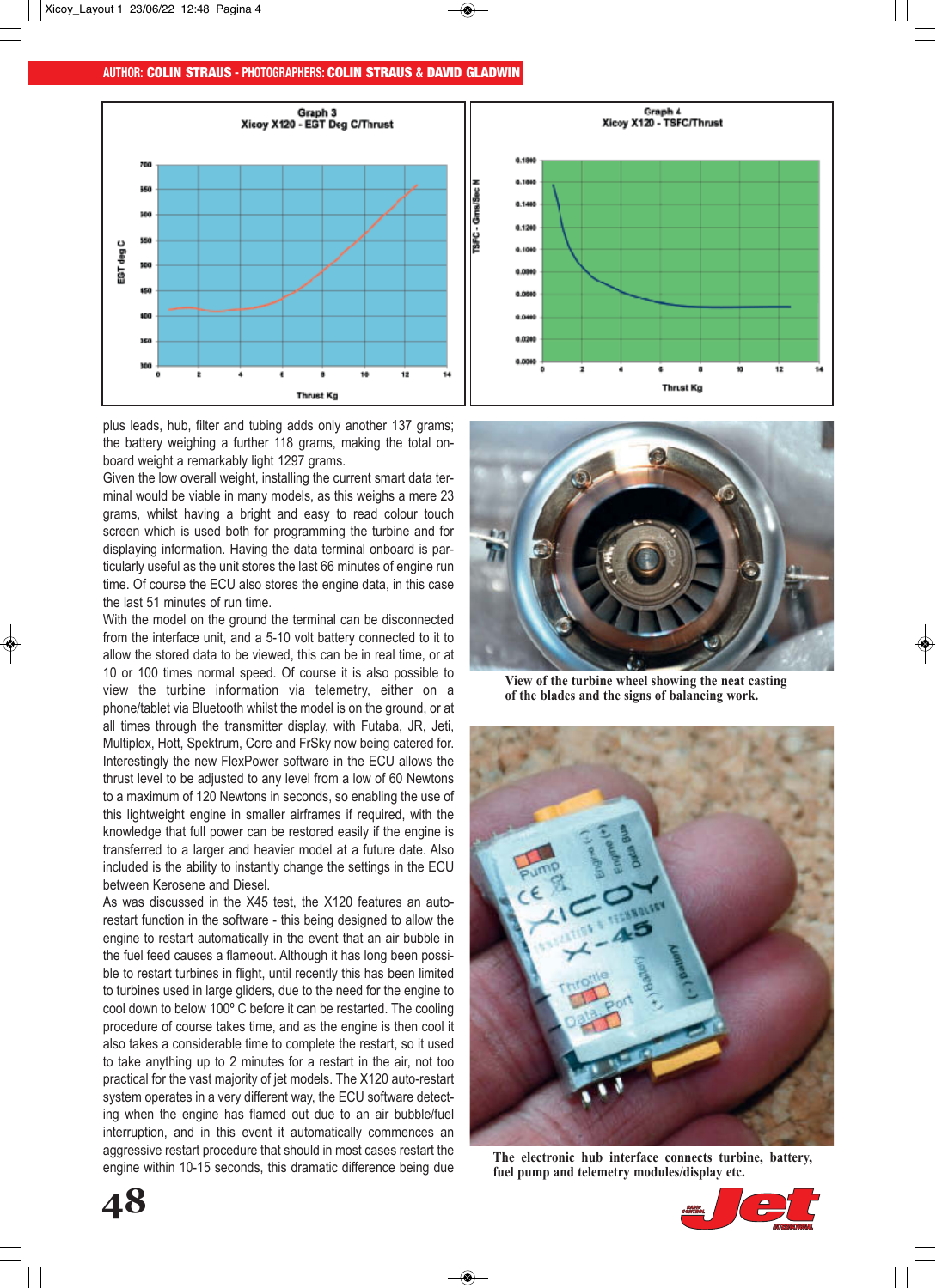AUTHOR: **COLIN STRAUS** - PHOTOGRAPHERS: **COLIN STRAUS & DAVID GLADWIN**

plus leads, hub, filter and tubing adds only another 137 grams; the battery weighing a further 118 grams, making the total on-board weight a remarkably light 1297 grams.

Given the low overall weight, installing the current smart data terminal would be viable in many models, as this weighs a mere 23 grams, whilst having a bright and easy to read colour touch screen which is used both for programming the turbine and for displaying information. Having the data terminal onboard is particularly useful as the unit stores the last 66 minutes of engine run time. Of course the ECU also stores the engine data, in this case the last 51 minutes of run time.

With the model on the ground the terminal can be disconnected from the interface unit, and a 5-10 volt battery connected to it to allow the stored data to be viewed, this can be in real time, or at 10 or 100 times normal speed. Of course it is also possible to view the turbine information via telemetry, either on a phone/tablet via Bluetooth whilst the model is on the ground, or at all times through the transmitter display, with Futaba, JR, Jeti, Multiplex, Hott, Spektrum, Core and FrSky now being catered for. Interestingly the new FlexPower software in the ECU allows the thrust level to be adjusted to any level from a low of 60 Newtons to a maximum of 120 Newtons in seconds, so enabling the use of this lightweight engine in smaller airframes if required, with the knowledge that full power can be restored easily if the engine is transferred to a larger and heavier model at a future date. Also included is the ability to instantly change the settings in the ECU between Kerosene and Diesel.

As was discussed in the X45 test, the X120 features an auto-restart function in the software - this being designed to allow the engine to restart automatically in the event that an air bubble in the fuel feed causes a flameout. Although it has long been possible to restart turbines in flight, until recently this has been limited to turbines used in large gliders, due to the need for the engine to cool down to below 100º C before it can be restarted. The cooling procedure of course takes time, and as the engine is then cool it also takes a considerable time to complete the restart, so it used to take anything up to 2 minutes for a restart in the air, not too practical for the vast majority of jet models. The X120 auto-restart system operates in a very different way, the ECU software detecting when the engine has flamed out due to an air bubble/fuel interruption, and in this event it automatically commences an aggressive restart procedure that should in most cases restart the engine within 10-15 seconds, this dramatic difference being due

View of the turbine wheel showing the neat casting of the blades and the signs of balancing work.

The electronic hub interface connects turbine, battery, fuel pump and telemetry modules/display etc.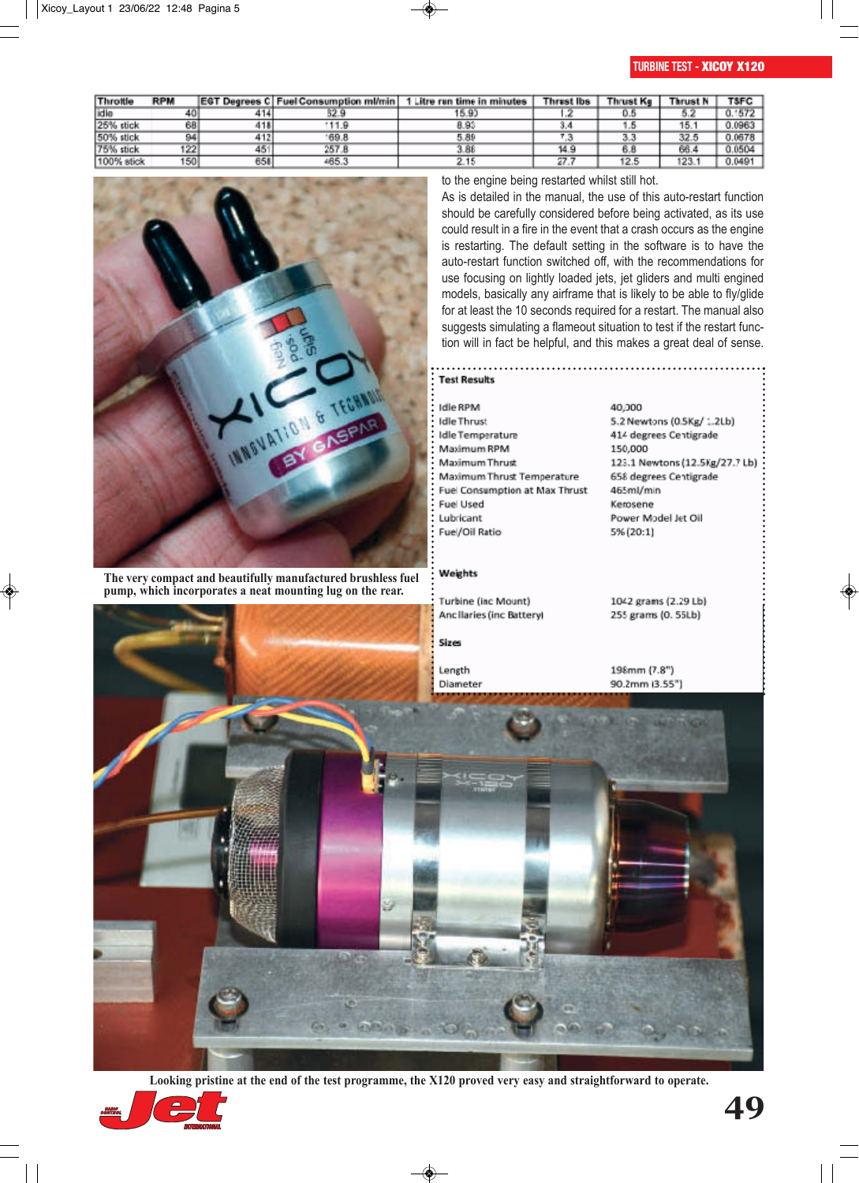| Throttle | RPM | EGT Degrees C | Fuel Consumption ml/min | 1 Litre run time in minutes | Thrust lbs | Thrust Kg | Thrust N | TSFC |
|---|---|---|---|---|---|---|---|---|
| idle | 40 | 414 | 52.9 | 15.90 | 1.2 | 0.5 | 5.2 | 0.1572 |
| 25% stick | 68 | 418 | 111.9 | 8.93 | 3.4 | 1.5 | 15.1 | 0.0963 |
| 50% stick | 94 | 412 | 169.8 | 5.89 | 7.3 | 3.3 | 32.5 | 0.0678 |
| 75% stick | 122 | 451 | 257.8 | 3.88 | 14.9 | 6.8 | 66.4 | 0.0504 |
| 100% stick | 150 | 658 | 465.3 | 2.15 | 27.7 | 12.5 | 123.1 | 0.0491 |

The very compact and beautifully manufactured brushless fuel pump, which incorporates a neat mounting lug on the rear.

to the engine being restarted whilst still hot.

As is detailed in the manual, the use of this auto-restart function should be carefully considered before being activated, as its use could result in a fire in the event that a crash occurs as the engine is restarting. The default setting in the software is to have the auto-restart function switched off, with the recommendations for use focusing on lightly loaded jets, jet gliders and multi engined models, basically any airframe that is likely to be able to fly/glide for at least the 10 seconds required for a restart. The manual also suggests simulating a flameout situation to test if the restart function will in fact be helpful, and this makes a great deal of sense.

**Test Results**

| | |
|---|---|
| Idle RPM | 40,000 |
| Idle Thrust | 5.2 Newtons (0.5Kg/ 1.2Lb) |
| Idle Temperature | 414 degrees Centigrade |
| Maximum RPM | 150,000 |
| Maximum Thrust | 123.1 Newtons (12.5Kg/27.7 Lb) |
| Maximum Thrust Temperature | 658 degrees Centigrade |
| Fuel Consumption at Max Thrust | 465ml/min |
| Fuel Used | Kerosene |
| Lubricant | Power Model Jet Oil |
| Fuel/Oil Ratio | 5% (20:1) |

**Weights**

| | |
|---|---|
| Turbine (inc Mount) | 1042 grams (2.29 Lb) |
| Ancillaries (inc Battery) | 255 grams (0. 55Lb) |

**Sizes**

| | |
|---|---|
| Length | 198mm (7.8") |
| Diameter | 90.2mm (3.55") |

Looking pristine at the end of the test programme, the X120 proved very easy and straightforward to operate.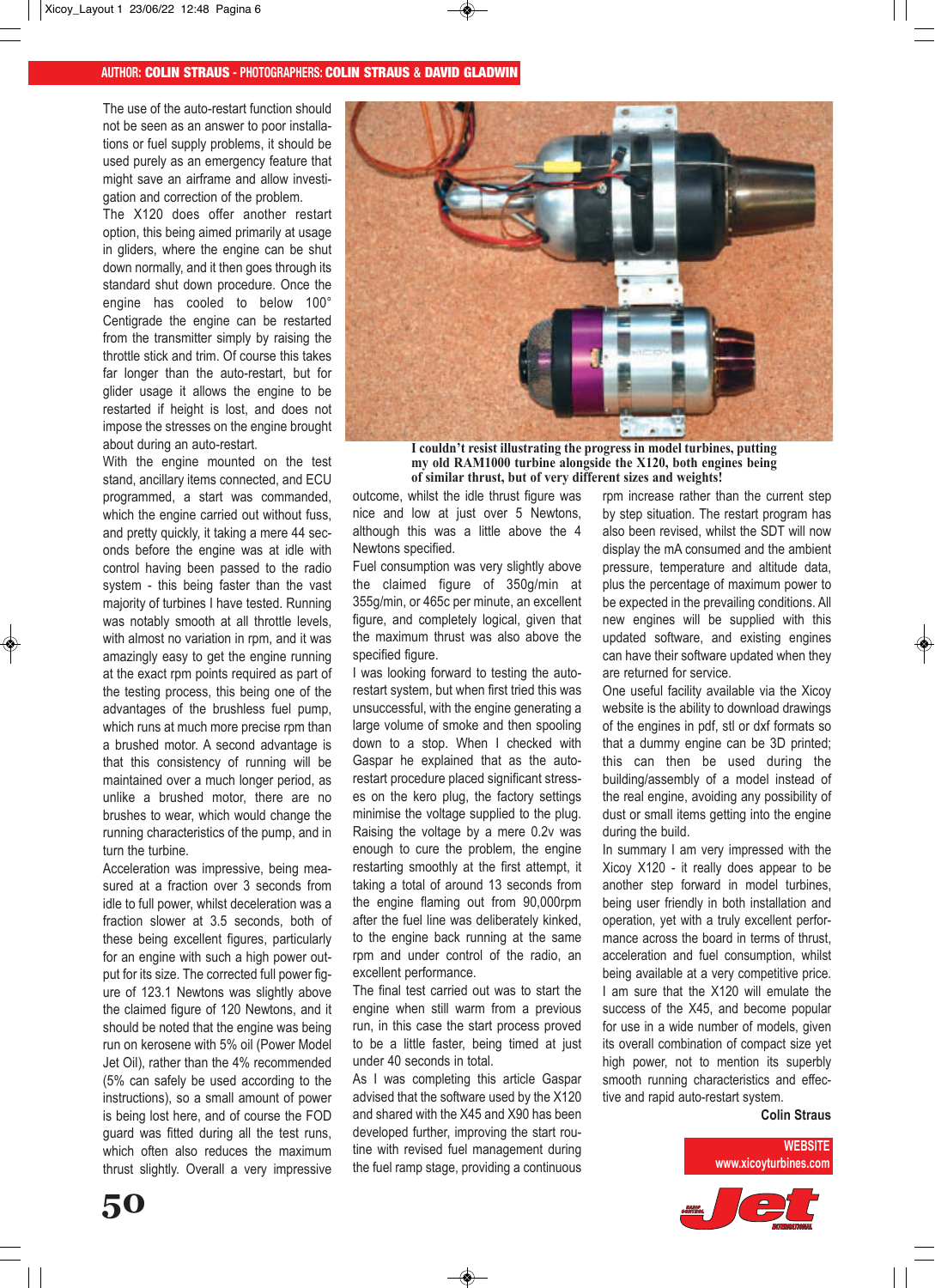AUTHOR: COLIN STRAUS - PHOTOGRAPHERS: COLIN STRAUS & DAVID GLADWIN

The use of the auto-restart function should not be seen as an answer to poor installations or fuel supply problems, it should be used purely as an emergency feature that might save an airframe and allow investigation and correction of the problem.

The X120 does offer another restart option, this being aimed primarily at usage in gliders, where the engine can be shut down normally, and it then goes through its standard shut down procedure. Once the engine has cooled to below 100° Centigrade the engine can be restarted from the transmitter simply by raising the throttle stick and trim. Of course this takes far longer than the auto-restart, but for glider usage it allows the engine to be restarted if height is lost, and does not impose the stresses on the engine brought about during an auto-restart.

With the engine mounted on the test stand, ancillary items connected, and ECU programmed, a start was commanded, which the engine carried out without fuss, and pretty quickly, it taking a mere 44 seconds before the engine was at idle with control having been passed to the radio system - this being faster than the vast majority of turbines I have tested. Running was notably smooth at all throttle levels, with almost no variation in rpm, and it was amazingly easy to get the engine running at the exact rpm points required as part of the testing process, this being one of the advantages of the brushless fuel pump, which runs at much more precise rpm than a brushed motor. A second advantage is that this consistency of running will be maintained over a much longer period, as unlike a brushed motor, there are no brushes to wear, which would change the running characteristics of the pump, and in turn the turbine.

Acceleration was impressive, being measured at a fraction over 3 seconds from idle to full power, whilst deceleration was a fraction slower at 3.5 seconds, both of these being excellent figures, particularly for an engine with such a high power output for its size. The corrected full power figure of 123.1 Newtons was slightly above the claimed figure of 120 Newtons, and it should be noted that the engine was being run on kerosene with 5% oil (Power Model Jet Oil), rather than the 4% recommended (5% can safely be used according to the instructions), so a small amount of power is being lost here, and of course the FOD guard was fitted during all the test runs, which often also reduces the maximum thrust slightly. Overall a very impressive outcome, whilst the idle thrust figure was nice and low at just over 5 Newtons, although this was a little above the 4 Newtons specified.

I couldn't resist illustrating the progress in model turbines, putting my old RAM1000 turbine alongside the X120, both engines being of similar thrust, but of very different sizes and weights!

Fuel consumption was very slightly above the claimed figure of 350g/min at 355g/min, or 465c per minute, an excellent figure, and completely logical, given that the maximum thrust was also above the specified figure.

I was looking forward to testing the auto-restart system, but when first tried this was unsuccessful, with the engine generating a large volume of smoke and then spooling down to a stop. When I checked with Gaspar he explained that as the auto-restart procedure placed significant stresses on the kero plug, the factory settings minimise the voltage supplied to the plug. Raising the voltage by a mere 0.2v was enough to cure the problem, the engine restarting smoothly at the first attempt, it taking a total of around 13 seconds from the engine flaming out from 90,000rpm after the fuel line was deliberately kinked, to the engine back running at the same rpm and under control of the radio, an excellent performance.

The final test carried out was to start the engine when still warm from a previous run, in this case the start process proved to be a little faster, being timed at just under 40 seconds in total.

As I was completing this article Gaspar advised that the software used by the X120 and shared with the X45 and X90 has been developed further, improving the start routine with revised fuel management during the fuel ramp stage, providing a continuous rpm increase rather than the current step by step situation. The restart program has also been revised, whilst the SDT will now display the mA consumed and the ambient pressure, temperature and altitude data, plus the percentage of maximum power to be expected in the prevailing conditions. All new engines will be supplied with this updated software, and existing engines can have their software updated when they are returned for service.

One useful facility available via the Xicoy website is the ability to download drawings of the engines in pdf, stl or dxf formats so that a dummy engine can be 3D printed; this can then be used during the building/assembly of a model instead of the real engine, avoiding any possibility of dust or small items getting into the engine during the build.

In summary I am very impressed with the Xicoy X120 - it really does appear to be another step forward in model turbines, being user friendly in both installation and operation, yet with a truly excellent performance across the board in terms of thrust, acceleration and fuel consumption, whilst being available at a very competitive price. I am sure that the X120 will emulate the success of the X45, and become popular for use in a wide number of models, given its overall combination of compact size yet high power, not to mention its superbly smooth running characteristics and effective and rapid auto-restart system.

**Colin Straus**

**WEBSITE**
www.xicoyturbines.com